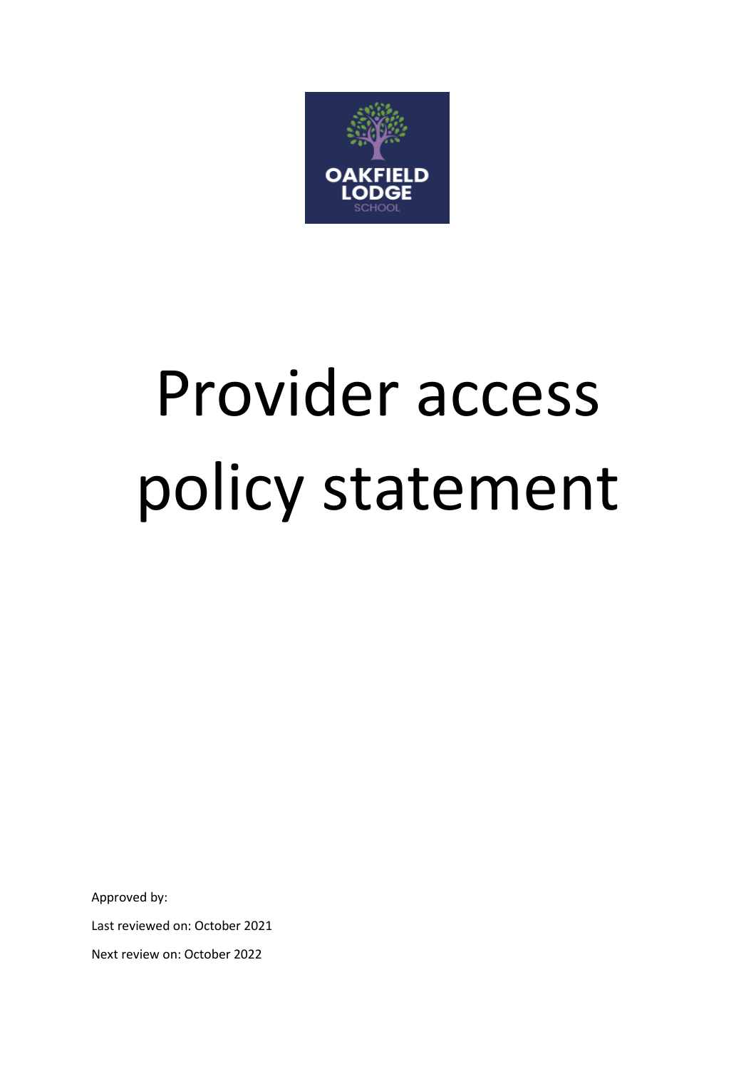OAKFIELD LODGE SCHOOL

# Provider access policy statement

Approved by:

Last reviewed on: October 2021

Next review on: October 2022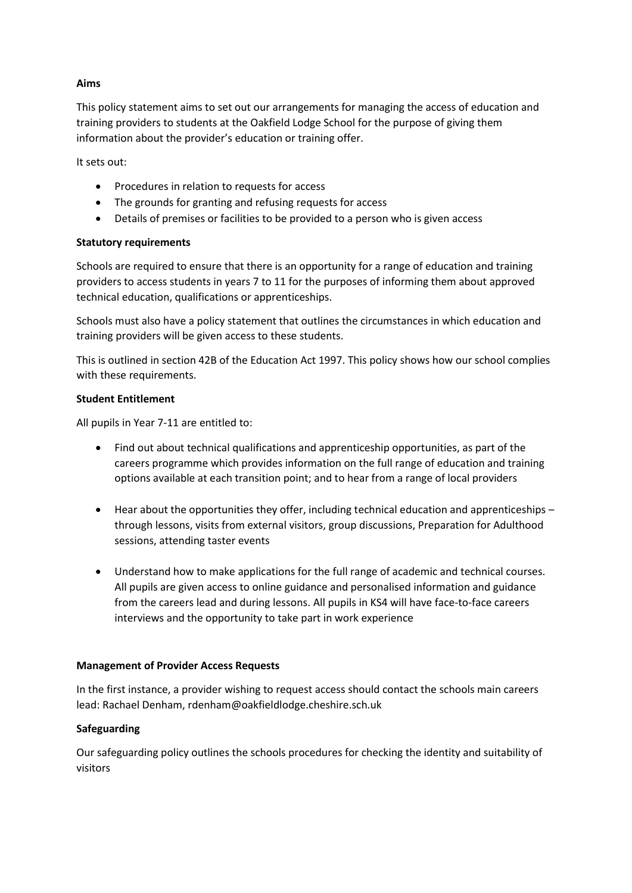**Aims**

This policy statement aims to set out our arrangements for managing the access of education and training providers to students at the Oakfield Lodge School for the purpose of giving them information about the provider's education or training offer.

It sets out:

- Procedures in relation to requests for access
- The grounds for granting and refusing requests for access
- Details of premises or facilities to be provided to a person who is given access

**Statutory requirements**

Schools are required to ensure that there is an opportunity for a range of education and training providers to access students in years 7 to 11 for the purposes of informing them about approved technical education, qualifications or apprenticeships.

Schools must also have a policy statement that outlines the circumstances in which education and training providers will be given access to these students.

This is outlined in section 42B of the Education Act 1997. This policy shows how our school complies with these requirements.

**Student Entitlement**

All pupils in Year 7-11 are entitled to:

- Find out about technical qualifications and apprenticeship opportunities, as part of the careers programme which provides information on the full range of education and training options available at each transition point; and to hear from a range of local providers

- Hear about the opportunities they offer, including technical education and apprenticeships – through lessons, visits from external visitors, group discussions, Preparation for Adulthood sessions, attending taster events

- Understand how to make applications for the full range of academic and technical courses. All pupils are given access to online guidance and personalised information and guidance from the careers lead and during lessons. All pupils in KS4 will have face-to-face careers interviews and the opportunity to take part in work experience

**Management of Provider Access Requests**

In the first instance, a provider wishing to request access should contact the schools main careers lead: Rachael Denham, rdenham@oakfieldlodge.cheshire.sch.uk

**Safeguarding**

Our safeguarding policy outlines the schools procedures for checking the identity and suitability of visitors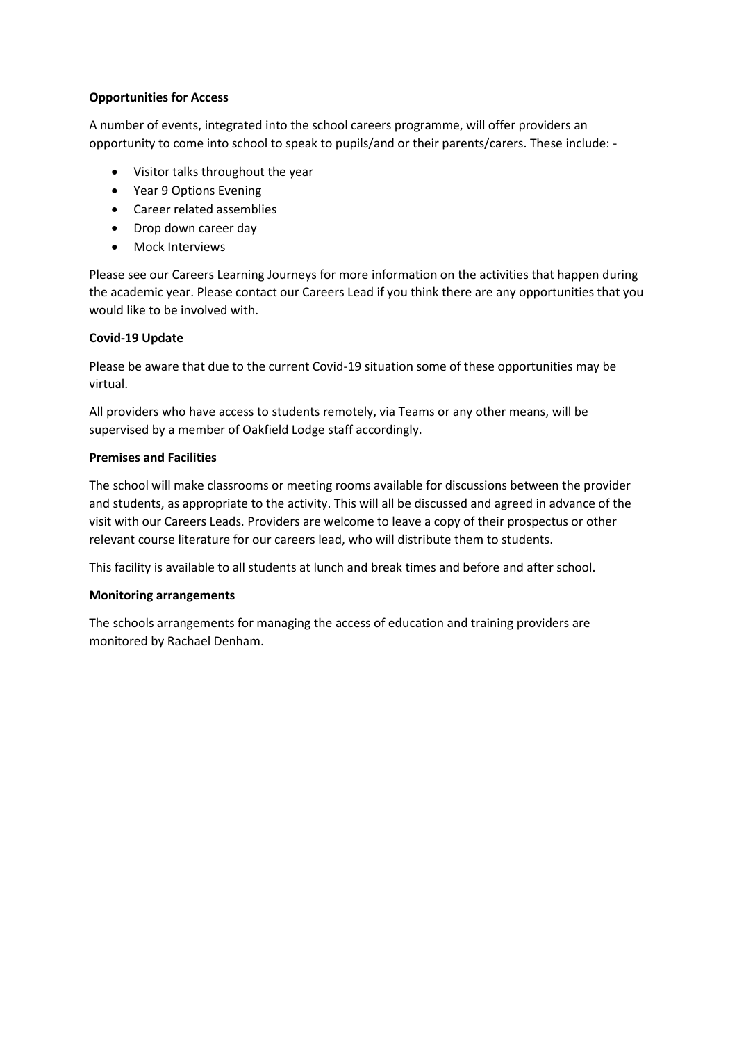**Opportunities for Access**

A number of events, integrated into the school careers programme, will offer providers an opportunity to come into school to speak to pupils/and or their parents/carers. These include: -

- Visitor talks throughout the year
- Year 9 Options Evening
- Career related assemblies
- Drop down career day
- Mock Interviews

Please see our Careers Learning Journeys for more information on the activities that happen during the academic year. Please contact our Careers Lead if you think there are any opportunities that you would like to be involved with.

**Covid-19 Update**

Please be aware that due to the current Covid-19 situation some of these opportunities may be virtual.

All providers who have access to students remotely, via Teams or any other means, will be supervised by a member of Oakfield Lodge staff accordingly.

**Premises and Facilities**

The school will make classrooms or meeting rooms available for discussions between the provider and students, as appropriate to the activity. This will all be discussed and agreed in advance of the visit with our Careers Leads. Providers are welcome to leave a copy of their prospectus or other relevant course literature for our careers lead, who will distribute them to students.

This facility is available to all students at lunch and break times and before and after school.

**Monitoring arrangements**

The schools arrangements for managing the access of education and training providers are monitored by Rachael Denham.